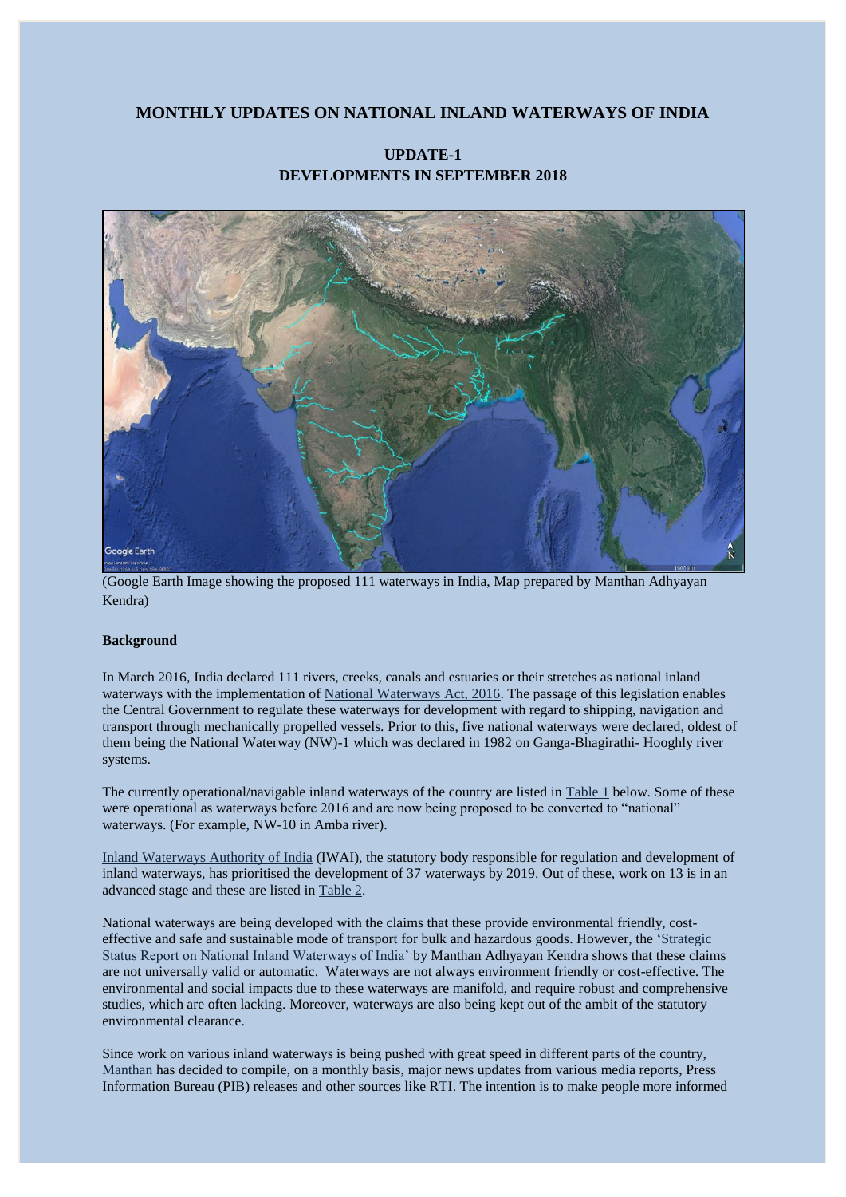# MONTHLY UPDATES ON NATIONAL INLAND WATERWAYS OF INDIA

## UPDATE-1
## DEVELOPMENTS IN SEPTEMBER 2018

(Google Earth Image showing the proposed 111 waterways in India, Map prepared by Manthan Adhyayan Kendra)

**Background**

In March 2016, India declared 111 rivers, creeks, canals and estuaries or their stretches as national inland waterways with the implementation of National Waterways Act, 2016. The passage of this legislation enables the Central Government to regulate these waterways for development with regard to shipping, navigation and transport through mechanically propelled vessels. Prior to this, five national waterways were declared, oldest of them being the National Waterway (NW)-1 which was declared in 1982 on Ganga-Bhagirathi- Hooghly river systems.

The currently operational/navigable inland waterways of the country are listed in Table 1 below. Some of these were operational as waterways before 2016 and are now being proposed to be converted to "national" waterways. (For example, NW-10 in Amba river).

Inland Waterways Authority of India (IWAI), the statutory body responsible for regulation and development of inland waterways, has prioritised the development of 37 waterways by 2019. Out of these, work on 13 is in an advanced stage and these are listed in Table 2.

National waterways are being developed with the claims that these provide environmental friendly, cost-effective and safe and sustainable mode of transport for bulk and hazardous goods. However, the 'Strategic Status Report on National Inland Waterways of India' by Manthan Adhyayan Kendra shows that these claims are not universally valid or automatic. Waterways are not always environment friendly or cost-effective. The environmental and social impacts due to these waterways are manifold, and require robust and comprehensive studies, which are often lacking. Moreover, waterways are also being kept out of the ambit of the statutory environmental clearance.

Since work on various inland waterways is being pushed with great speed in different parts of the country, Manthan has decided to compile, on a monthly basis, major news updates from various media reports, Press Information Bureau (PIB) releases and other sources like RTI. The intention is to make people more informed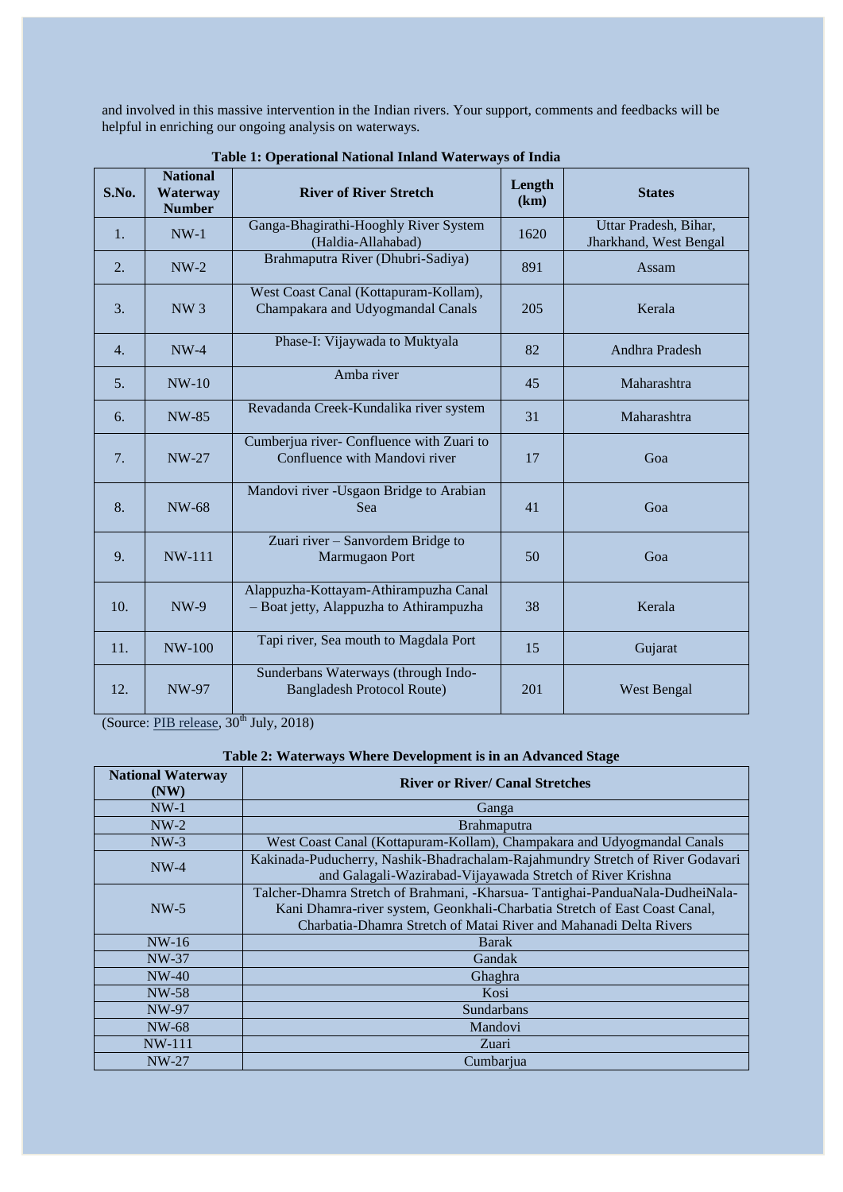and involved in this massive intervention in the Indian rivers. Your support, comments and feedbacks will be helpful in enriching our ongoing analysis on waterways.

**Table 1: Operational National Inland Waterways of India**

| S.No. | National Waterway Number | River of River Stretch | Length (km) | States |
|---|---|---|---|---|
| 1. | NW-1 | Ganga-Bhagirathi-Hooghly River System (Haldia-Allahabad) | 1620 | Uttar Pradesh, Bihar, Jharkhand, West Bengal |
| 2. | NW-2 | Brahmaputra River (Dhubri-Sadiya) | 891 | Assam |
| 3. | NW 3 | West Coast Canal (Kottapuram-Kollam), Champakara and Udyogmandal Canals | 205 | Kerala |
| 4. | NW-4 | Phase-I: Vijaywada to Muktyala | 82 | Andhra Pradesh |
| 5. | NW-10 | Amba river | 45 | Maharashtra |
| 6. | NW-85 | Revadanda Creek-Kundalika river system | 31 | Maharashtra |
| 7. | NW-27 | Cumberjua river- Confluence with Zuari to Confluence with Mandovi river | 17 | Goa |
| 8. | NW-68 | Mandovi river -Usgaon Bridge to Arabian Sea | 41 | Goa |
| 9. | NW-111 | Zuari river – Sanvordem Bridge to Marmugaon Port | 50 | Goa |
| 10. | NW-9 | Alappuzha-Kottayam-Athirampuzha Canal – Boat jetty, Alappuzha to Athirampuzha | 38 | Kerala |
| 11. | NW-100 | Tapi river, Sea mouth to Magdala Port | 15 | Gujarat |
| 12. | NW-97 | Sunderbans Waterways (through Indo-Bangladesh Protocol Route) | 201 | West Bengal |

(Source: PIB release, 30th July, 2018)

**Table 2: Waterways Where Development is in an Advanced Stage**

| National Waterway (NW) | River or River/ Canal Stretches |
|---|---|
| NW-1 | Ganga |
| NW-2 | Brahmaputra |
| NW-3 | West Coast Canal (Kottapuram-Kollam), Champakara and Udyogmandal Canals |
| NW-4 | Kakinada-Puducherry, Nashik-Bhadrachalam-Rajahmundry Stretch of River Godavari and Galagali-Wazirabad-Vijayawada Stretch of River Krishna |
| NW-5 | Talcher-Dhamra Stretch of Brahmani, -Kharsua- Tantighai-PanduaNala-DudheiNala-Kani Dhamra-river system, Geonkhali-Charbatia Stretch of East Coast Canal, Charbatia-Dhamra Stretch of Matai River and Mahanadi Delta Rivers |
| NW-16 | Barak |
| NW-37 | Gandak |
| NW-40 | Ghaghra |
| NW-58 | Kosi |
| NW-97 | Sundarbans |
| NW-68 | Mandovi |
| NW-111 | Zuari |
| NW-27 | Cumbarjua |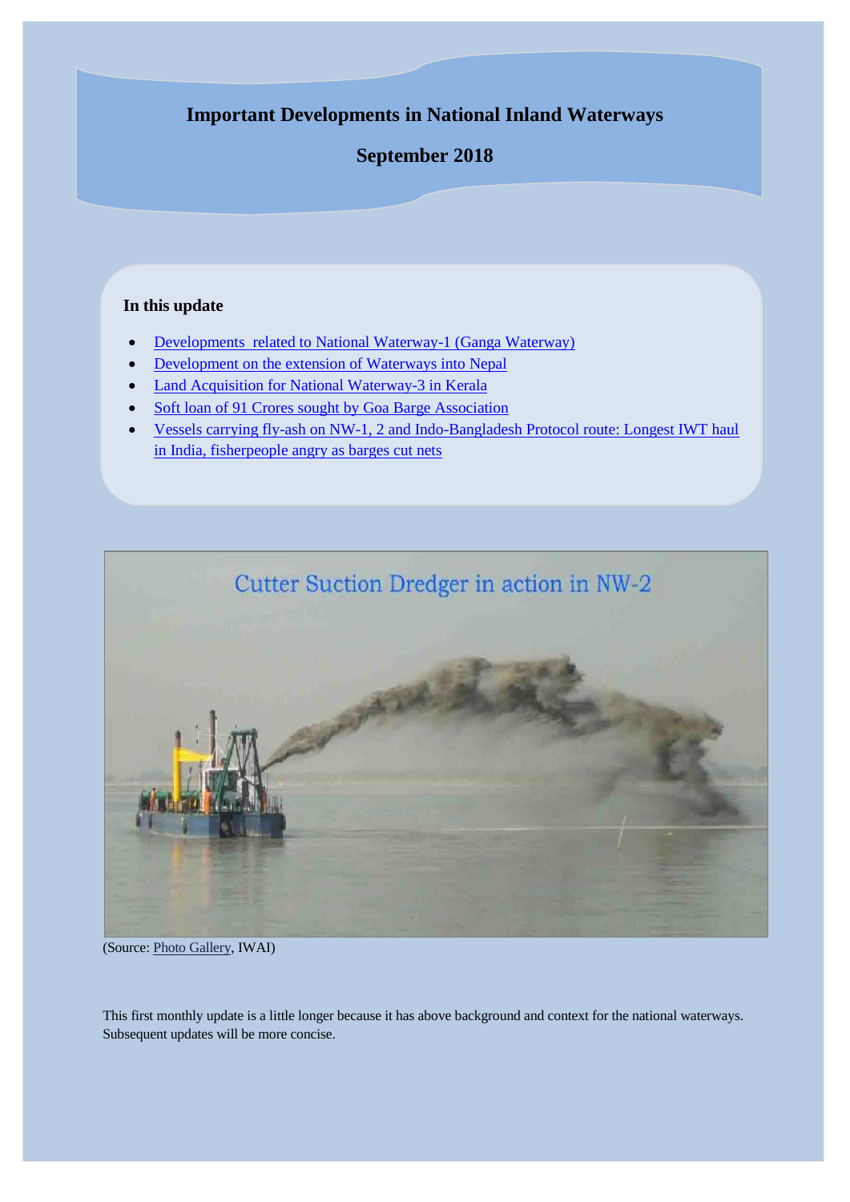# Important Developments in National Inland Waterways

## September 2018

### In this update

- [Developments related to National Waterway-1 (Ganga Waterway)]()
- [Development on the extension of Waterways into Nepal]()
- [Land Acquisition for National Waterway-3 in Kerala]()
- [Soft loan of 91 Crores sought by Goa Barge Association]()
- [Vessels carrying fly-ash on NW-1, 2 and Indo-Bangladesh Protocol route: Longest IWT haul in India, fisherpeople angry as barges cut nets]()

Cutter Suction Dredger in action in NW-2

(Source: [Photo Gallery](), IWAI)

This first monthly update is a little longer because it has above background and context for the national waterways. Subsequent updates will be more concise.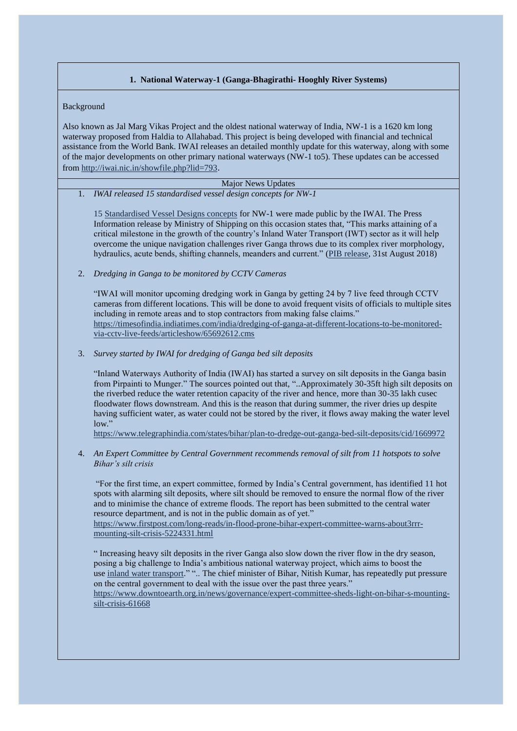## 1. National Waterway-1 (Ganga-Bhagirathi- Hooghly River Systems)

Background

Also known as Jal Marg Vikas Project and the oldest national waterway of India, NW-1 is a 1620 km long waterway proposed from Haldia to Allahabad. This project is being developed with financial and technical assistance from the World Bank. IWAI releases an detailed monthly update for this waterway, along with some of the major developments on other primary national waterways (NW-1 to5). These updates can be accessed from http://iwai.nic.in/showfile.php?lid=793.

Major News Updates

1. *IWAI released 15 standardised vessel design concepts for NW-1*

   15 Standardised Vessel Designs concepts for NW-1 were made public by the IWAI. The Press Information release by Ministry of Shipping on this occasion states that, "This marks attaining of a critical milestone in the growth of the country's Inland Water Transport (IWT) sector as it will help overcome the unique navigation challenges river Ganga throws due to its complex river morphology, hydraulics, acute bends, shifting channels, meanders and current." (PIB release, 31st August 2018)

2. *Dredging in Ganga to be monitored by CCTV Cameras*

   "IWAI will monitor upcoming dredging work in Ganga by getting 24 by 7 live feed through CCTV cameras from different locations. This will be done to avoid frequent visits of officials to multiple sites including in remote areas and to stop contractors from making false claims."
   https://timesofindia.indiatimes.com/india/dredging-of-ganga-at-different-locations-to-be-monitored-via-cctv-live-feeds/articleshow/65692612.cms

3. *Survey started by IWAI for dredging of Ganga bed silt deposits*

   "Inland Waterways Authority of India (IWAI) has started a survey on silt deposits in the Ganga basin from Pirpainti to Munger." The sources pointed out that, "..Approximately 30-35ft high silt deposits on the riverbed reduce the water retention capacity of the river and hence, more than 30-35 lakh cusec floodwater flows downstream. And this is the reason that during summer, the river dries up despite having sufficient water, as water could not be stored by the river, it flows away making the water level low."
   https://www.telegraphindia.com/states/bihar/plan-to-dredge-out-ganga-bed-silt-deposits/cid/1669972

4. *An Expert Committee by Central Government recommends removal of silt from 11 hotspots to solve Bihar's silt crisis*

   "For the first time, an expert committee, formed by India's Central government, has identified 11 hot spots with alarming silt deposits, where silt should be removed to ensure the normal flow of the river and to minimise the chance of extreme floods. The report has been submitted to the central water resource department, and is not in the public domain as of yet."
   https://www.firstpost.com/long-reads/in-flood-prone-bihar-expert-committee-warns-about3rrr-mounting-silt-crisis-5224331.html

   " Increasing heavy silt deposits in the river Ganga also slow down the river flow in the dry season, posing a big challenge to India's ambitious national waterway project, which aims to boost the use inland water transport." ".. The chief minister of Bihar, Nitish Kumar, has repeatedly put pressure on the central government to deal with the issue over the past three years."
   https://www.downtoearth.org.in/news/governance/expert-committee-sheds-light-on-bihar-s-mounting-silt-crisis-61668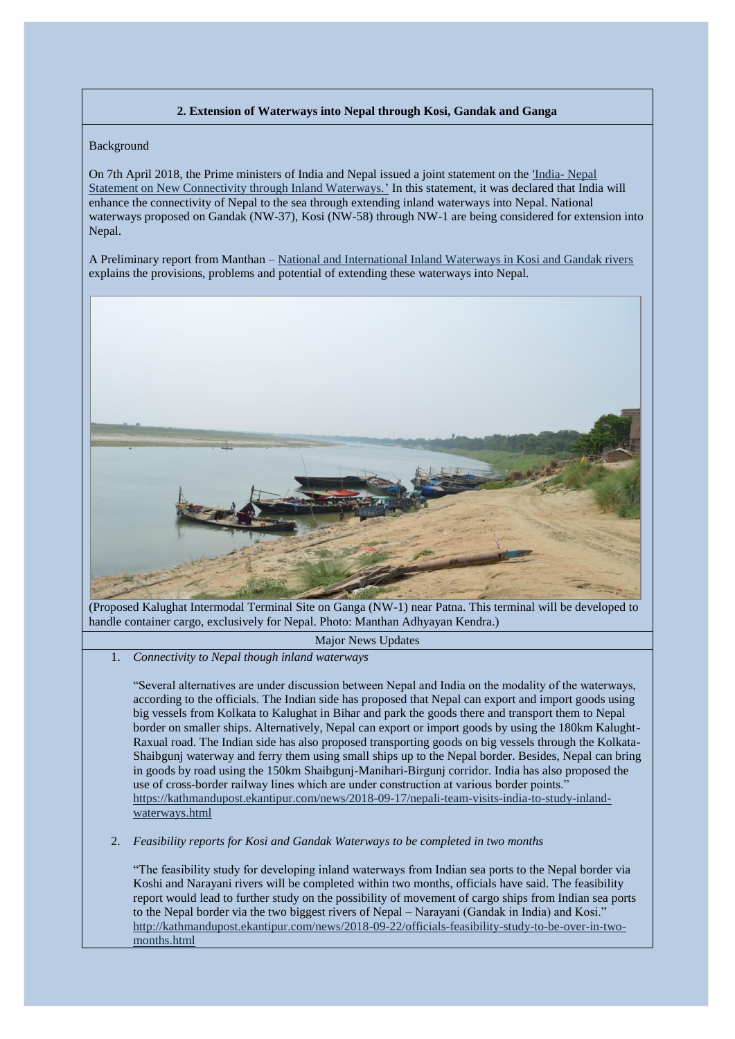### 2. Extension of Waterways into Nepal through Kosi, Gandak and Ganga

Background

On 7th April 2018, the Prime ministers of India and Nepal issued a joint statement on the 'India- Nepal Statement on New Connectivity through Inland Waterways.' In this statement, it was declared that India will enhance the connectivity of Nepal to the sea through extending inland waterways into Nepal. National waterways proposed on Gandak (NW-37), Kosi (NW-58) through NW-1 are being considered for extension into Nepal.

A Preliminary report from Manthan – National and International Inland Waterways in Kosi and Gandak rivers explains the provisions, problems and potential of extending these waterways into Nepal.

(Proposed Kalughat Intermodal Terminal Site on Ganga (NW-1) near Patna. This terminal will be developed to handle container cargo, exclusively for Nepal. Photo: Manthan Adhyayan Kendra.)

Major News Updates

1. *Connectivity to Nepal though inland waterways*

   "Several alternatives are under discussion between Nepal and India on the modality of the waterways, according to the officials. The Indian side has proposed that Nepal can export and import goods using big vessels from Kolkata to Kalughat in Bihar and park the goods there and transport them to Nepal border on smaller ships. Alternatively, Nepal can export or import goods by using the 180km Kalught-Raxual road. The Indian side has also proposed transporting goods on big vessels through the Kolkata-Shaibgunj waterway and ferry them using small ships up to the Nepal border. Besides, Nepal can bring in goods by road using the 150km Shaibgunj-Manihari-Birgunj corridor. India has also proposed the use of cross-border railway lines which are under construction at various border points."
   https://kathmandupost.ekantipur.com/news/2018-09-17/nepali-team-visits-india-to-study-inland-waterways.html

2. *Feasibility reports for Kosi and Gandak Waterways to be completed in two months*

   "The feasibility study for developing inland waterways from Indian sea ports to the Nepal border via Koshi and Narayani rivers will be completed within two months, officials have said. The feasibility report would lead to further study on the possibility of movement of cargo ships from Indian sea ports to the Nepal border via the two biggest rivers of Nepal – Narayani (Gandak in India) and Kosi."
   http://kathmandupost.ekantipur.com/news/2018-09-22/officials-feasibility-study-to-be-over-in-two-months.html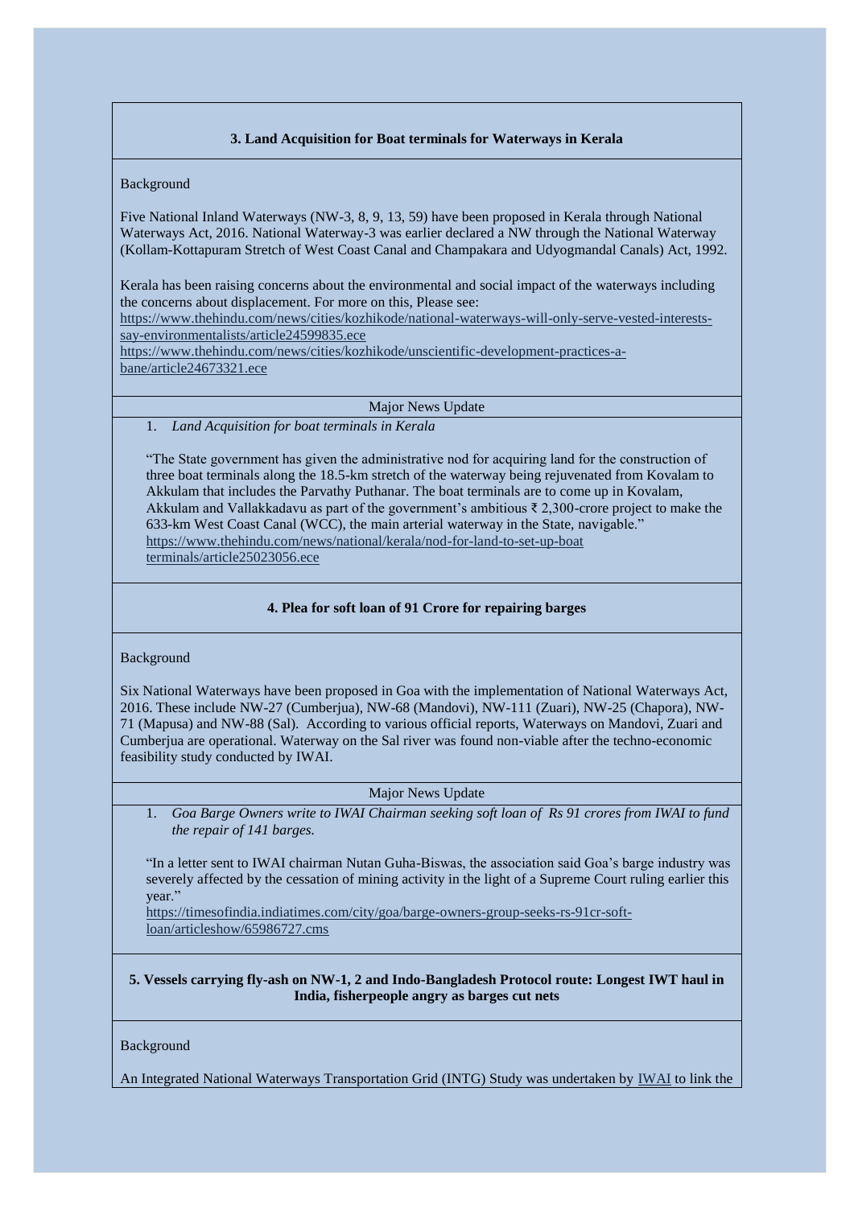### 3. Land Acquisition for Boat terminals for Waterways in Kerala

Background

Five National Inland Waterways (NW-3, 8, 9, 13, 59) have been proposed in Kerala through National Waterways Act, 2016. National Waterway-3 was earlier declared a NW through the National Waterway (Kollam-Kottapuram Stretch of West Coast Canal and Champakara and Udyogmandal Canals) Act, 1992.

Kerala has been raising concerns about the environmental and social impact of the waterways including the concerns about displacement. For more on this, Please see:
https://www.thehindu.com/news/cities/kozhikode/national-waterways-will-only-serve-vested-interests-say-environmentalists/article24599835.ece
https://www.thehindu.com/news/cities/kozhikode/unscientific-development-practices-a-bane/article24673321.ece

Major News Update

1. *Land Acquisition for boat terminals in Kerala*

"The State government has given the administrative nod for acquiring land for the construction of three boat terminals along the 18.5-km stretch of the waterway being rejuvenated from Kovalam to Akkulam that includes the Parvathy Puthanar. The boat terminals are to come up in Kovalam, Akkulam and Vallakkadavu as part of the government's ambitious ₹ 2,300-crore project to make the 633-km West Coast Canal (WCC), the main arterial waterway in the State, navigable."
https://www.thehindu.com/news/national/kerala/nod-for-land-to-set-up-boat terminals/article25023056.ece

### 4. Plea for soft loan of 91 Crore for repairing barges

Background

Six National Waterways have been proposed in Goa with the implementation of National Waterways Act, 2016. These include NW-27 (Cumberjua), NW-68 (Mandovi), NW-111 (Zuari), NW-25 (Chapora), NW-71 (Mapusa) and NW-88 (Sal). According to various official reports, Waterways on Mandovi, Zuari and Cumberjua are operational. Waterway on the Sal river was found non-viable after the techno-economic feasibility study conducted by IWAI.

Major News Update

1. *Goa Barge Owners write to IWAI Chairman seeking soft loan of Rs 91 crores from IWAI to fund the repair of 141 barges.*

"In a letter sent to IWAI chairman Nutan Guha-Biswas, the association said Goa's barge industry was severely affected by the cessation of mining activity in the light of a Supreme Court ruling earlier this year."
https://timesofindia.indiatimes.com/city/goa/barge-owners-group-seeks-rs-91cr-soft-loan/articleshow/65986727.cms

### 5. Vessels carrying fly-ash on NW-1, 2 and Indo-Bangladesh Protocol route: Longest IWT haul in India, fisherpeople angry as barges cut nets

Background

An Integrated National Waterways Transportation Grid (INTG) Study was undertaken by IWAI to link the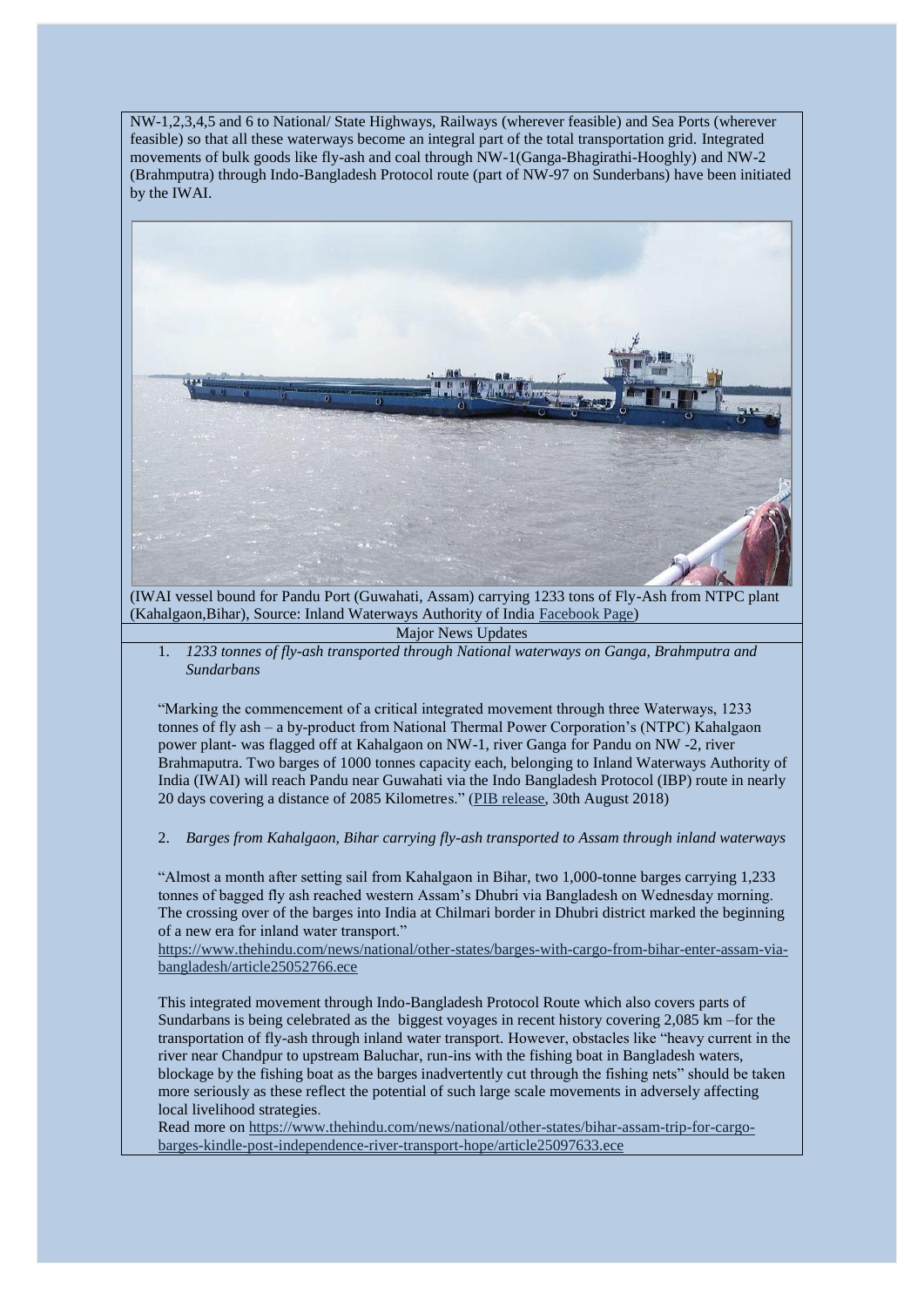NW-1,2,3,4,5 and 6 to National/ State Highways, Railways (wherever feasible) and Sea Ports (wherever feasible) so that all these waterways become an integral part of the total transportation grid. Integrated movements of bulk goods like fly-ash and coal through NW-1(Ganga-Bhagirathi-Hooghly) and NW-2 (Brahmputra) through Indo-Bangladesh Protocol route (part of NW-97 on Sunderbans) have been initiated by the IWAI.

(IWAI vessel bound for Pandu Port (Guwahati, Assam) carrying 1233 tons of Fly-Ash from NTPC plant (Kahalgaon,Bihar), Source: Inland Waterways Authority of India Facebook Page)

## Major News Updates

1. *1233 tonnes of fly-ash transported through National waterways on Ganga, Brahmputra and Sundarbans*

"Marking the commencement of a critical integrated movement through three Waterways, 1233 tonnes of fly ash – a by-product from National Thermal Power Corporation's (NTPC) Kahalgaon power plant- was flagged off at Kahalgaon on NW-1, river Ganga for Pandu on NW -2, river Brahmaputra. Two barges of 1000 tonnes capacity each, belonging to Inland Waterways Authority of India (IWAI) will reach Pandu near Guwahati via the Indo Bangladesh Protocol (IBP) route in nearly 20 days covering a distance of 2085 Kilometres." (PIB release, 30th August 2018)

2. *Barges from Kahalgaon, Bihar carrying fly-ash transported to Assam through inland waterways*

"Almost a month after setting sail from Kahalgaon in Bihar, two 1,000-tonne barges carrying 1,233 tonnes of bagged fly ash reached western Assam's Dhubri via Bangladesh on Wednesday morning. The crossing over of the barges into India at Chilmari border in Dhubri district marked the beginning of a new era for inland water transport."
https://www.thehindu.com/news/national/other-states/barges-with-cargo-from-bihar-enter-assam-via-bangladesh/article25052766.ece

This integrated movement through Indo-Bangladesh Protocol Route which also covers parts of Sundarbans is being celebrated as the biggest voyages in recent history covering 2,085 km –for the transportation of fly-ash through inland water transport. However, obstacles like "heavy current in the river near Chandpur to upstream Baluchar, run-ins with the fishing boat in Bangladesh waters, blockage by the fishing boat as the barges inadvertently cut through the fishing nets" should be taken more seriously as these reflect the potential of such large scale movements in adversely affecting local livelihood strategies.
Read more on https://www.thehindu.com/news/national/other-states/bihar-assam-trip-for-cargo-barges-kindle-post-independence-river-transport-hope/article25097633.ece